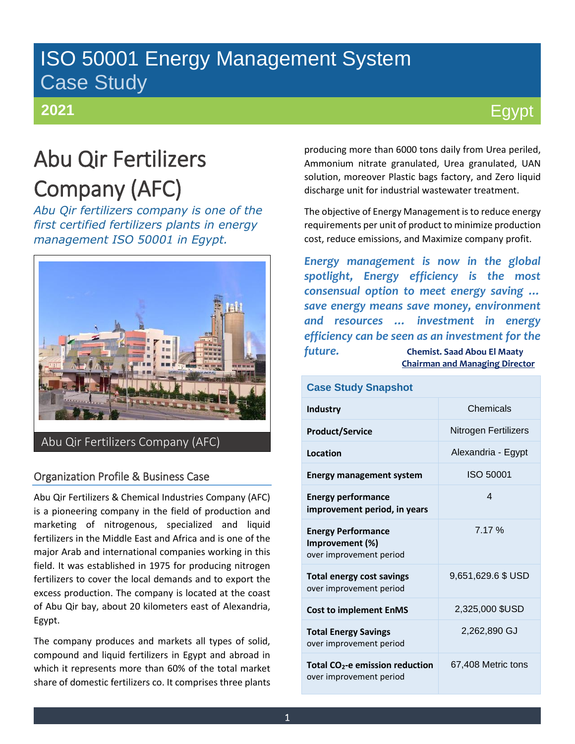# ISO 50001 Energy Management System
## Case Study

**2021** Egypt

# Abu Qir Fertilizers Company (AFC)

*Abu Qir fertilizers company is one of the first certified fertilizers plants in energy management ISO 50001 in Egypt.*

Abu Qir Fertilizers Company (AFC)

## Organization Profile & Business Case

Abu Qir Fertilizers & Chemical Industries Company (AFC) is a pioneering company in the field of production and marketing of nitrogenous, specialized and liquid fertilizers in the Middle East and Africa and is one of the major Arab and international companies working in this field. It was established in 1975 for producing nitrogen fertilizers to cover the local demands and to export the excess production. The company is located at the coast of Abu Qir bay, about 20 kilometers east of Alexandria, Egypt.

The company produces and markets all types of solid, compound and liquid fertilizers in Egypt and abroad in which it represents more than 60% of the total market share of domestic fertilizers co. It comprises three plants producing more than 6000 tons daily from Urea periled, Ammonium nitrate granulated, Urea granulated, UAN solution, moreover Plastic bags factory, and Zero liquid discharge unit for industrial wastewater treatment.

The objective of Energy Management is to reduce energy requirements per unit of product to minimize production cost, reduce emissions, and Maximize company profit.

***Energy management is now in the global spotlight, Energy efficiency is the most consensual option to meet energy saving … save energy means save money, environment and resources … investment in energy efficiency can be seen as an investment for the future.***

**Chemist. Saad Abou El Maaty**
**Chairman and Managing Director**

| Case Study Snapshot | |
|---|---|
| **Industry** | Chemicals |
| **Product/Service** | Nitrogen Fertilizers |
| **Location** | Alexandria - Egypt |
| **Energy management system** | ISO 50001 |
| **Energy performance improvement period, in years** | 4 |
| **Energy Performance Improvement (%)** over improvement period | 7.17 % |
| **Total energy cost savings** over improvement period | 9,651,629.6 $ USD |
| **Cost to implement EnMS** | 2,325,000 $USD |
| **Total Energy Savings** over improvement period | 2,262,890 GJ |
| **Total $CO_2$-e emission reduction** over improvement period | 67,408 Metric tons |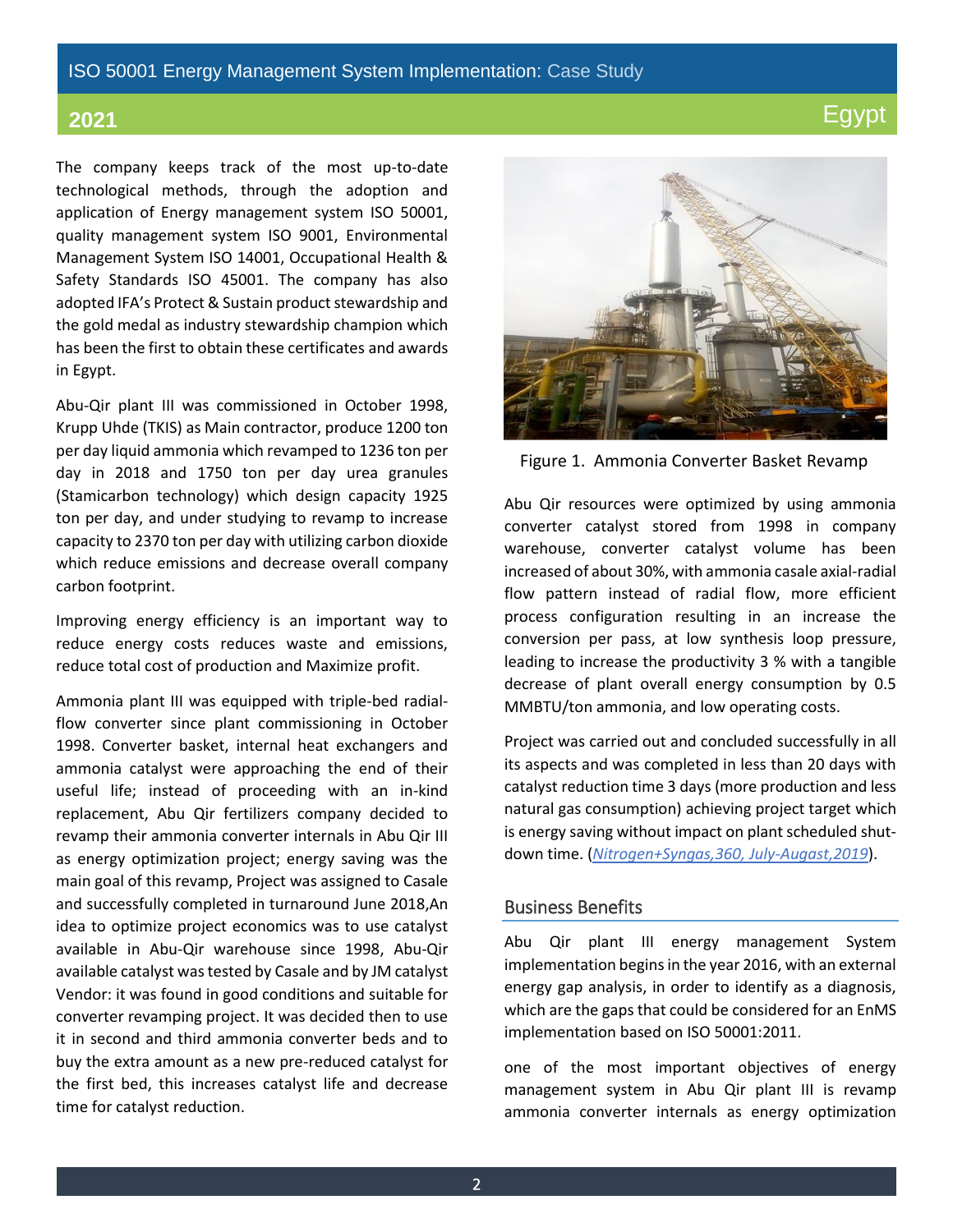The company keeps track of the most up-to-date technological methods, through the adoption and application of Energy management system ISO 50001, quality management system ISO 9001, Environmental Management System ISO 14001, Occupational Health & Safety Standards ISO 45001. The company has also adopted IFA's Protect & Sustain product stewardship and the gold medal as industry stewardship champion which has been the first to obtain these certificates and awards in Egypt.

Abu-Qir plant III was commissioned in October 1998, Krupp Uhde (TKIS) as Main contractor, produce 1200 ton per day liquid ammonia which revamped to 1236 ton per day in 2018 and 1750 ton per day urea granules (Stamicarbon technology) which design capacity 1925 ton per day, and under studying to revamp to increase capacity to 2370 ton per day with utilizing carbon dioxide which reduce emissions and decrease overall company carbon footprint.

Improving energy efficiency is an important way to reduce energy costs reduces waste and emissions, reduce total cost of production and Maximize profit.

Ammonia plant III was equipped with triple-bed radial-flow converter since plant commissioning in October 1998. Converter basket, internal heat exchangers and ammonia catalyst were approaching the end of their useful life; instead of proceeding with an in-kind replacement, Abu Qir fertilizers company decided to revamp their ammonia converter internals in Abu Qir III as energy optimization project; energy saving was the main goal of this revamp, Project was assigned to Casale and successfully completed in turnaround June 2018,An idea to optimize project economics was to use catalyst available in Abu-Qir warehouse since 1998, Abu-Qir available catalyst was tested by Casale and by JM catalyst Vendor: it was found in good conditions and suitable for converter revamping project. It was decided then to use it in second and third ammonia converter beds and to buy the extra amount as a new pre-reduced catalyst for the first bed, this increases catalyst life and decrease time for catalyst reduction.

Figure 1. Ammonia Converter Basket Revamp

Abu Qir resources were optimized by using ammonia converter catalyst stored from 1998 in company warehouse, converter catalyst volume has been increased of about 30%, with ammonia casale axial-radial flow pattern instead of radial flow, more efficient process configuration resulting in an increase the conversion per pass, at low synthesis loop pressure, leading to increase the productivity 3 % with a tangible decrease of plant overall energy consumption by 0.5 MMBTU/ton ammonia, and low operating costs.

Project was carried out and concluded successfully in all its aspects and was completed in less than 20 days with catalyst reduction time 3 days (more production and less natural gas consumption) achieving project target which is energy saving without impact on plant scheduled shut-down time. (*Nitrogen+Syngas,360, July-Augast,2019*).

## Business Benefits

Abu Qir plant III energy management System implementation begins in the year 2016, with an external energy gap analysis, in order to identify as a diagnosis, which are the gaps that could be considered for an EnMS implementation based on ISO 50001:2011.

one of the most important objectives of energy management system in Abu Qir plant III is revamp ammonia converter internals as energy optimization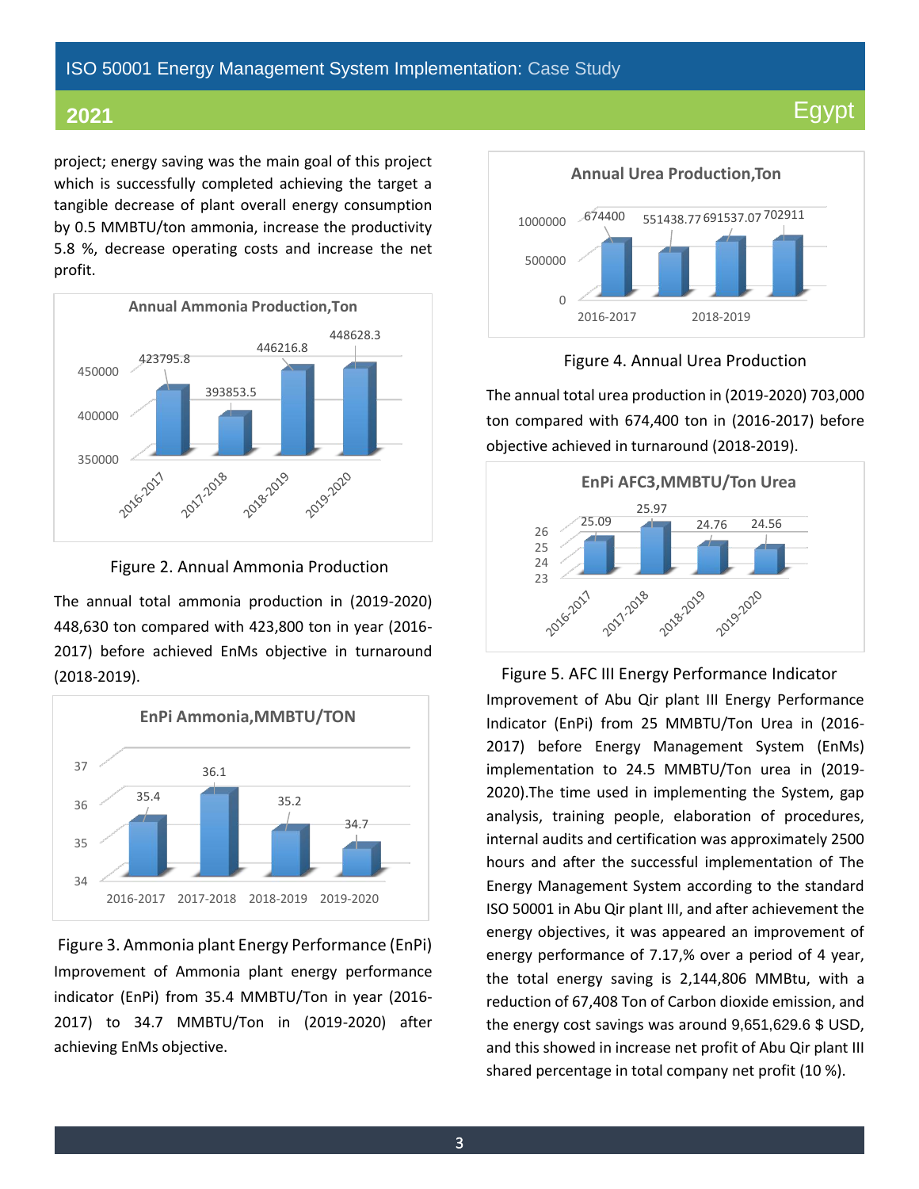project; energy saving was the main goal of this project which is successfully completed achieving the target a tangible decrease of plant overall energy consumption by 0.5 MMBTU/ton ammonia, increase the productivity 5.8 %, decrease operating costs and increase the net profit.

**Annual Ammonia Production,Ton**

| Year | Production (Ton) |
|---|---|
| 2016-2017 | 423795.8 |
| 2017-2018 | 393853.5 |
| 2018-2019 | 446216.8 |
| 2019-2020 | 448628.3 |

Figure 2. Annual Ammonia Production

The annual total ammonia production in (2019-2020) 448,630 ton compared with 423,800 ton in year (2016-2017) before achieved EnMs objective in turnaround (2018-2019).

**EnPi Ammonia,MMBTU/TON**

| Year | EnPi (MMBTU/TON) |
|---|---|
| 2016-2017 | 35.4 |
| 2017-2018 | 36.1 |
| 2018-2019 | 35.2 |
| 2019-2020 | 34.7 |

Figure 3. Ammonia plant Energy Performance (EnPi)

Improvement of Ammonia plant energy performance indicator (EnPi) from 35.4 MMBTU/Ton in year (2016-2017) to 34.7 MMBTU/Ton in (2019-2020) after achieving EnMs objective.

**Annual Urea Production,Ton**

| Year | Production (Ton) |
|---|---|
| 2016-2017 | 674400 |
| 2017-2018 | 551438.77 |
| 2018-2019 | 691537.07 |
| 2019-2020 | 702911 |

Figure 4. Annual Urea Production

The annual total urea production in (2019-2020) 703,000 ton compared with 674,400 ton in (2016-2017) before objective achieved in turnaround (2018-2019).

**EnPi AFC3,MMBTU/Ton Urea**

| Year | EnPi (MMBTU/Ton Urea) |
|---|---|
| 2016-2017 | 25.09 |
| 2017-2018 | 25.97 |
| 2018-2019 | 24.76 |
| 2019-2020 | 24.56 |

Figure 5. AFC III Energy Performance Indicator

Improvement of Abu Qir plant III Energy Performance Indicator (EnPi) from 25 MMBTU/Ton Urea in (2016-2017) before Energy Management System (EnMs) implementation to 24.5 MMBTU/Ton urea in (2019-2020).The time used in implementing the System, gap analysis, training people, elaboration of procedures, internal audits and certification was approximately 2500 hours and after the successful implementation of The Energy Management System according to the standard ISO 50001 in Abu Qir plant III, and after achievement the energy objectives, it was appeared an improvement of energy performance of 7.17,% over a period of 4 year, the total energy saving is 2,144,806 MMBtu, with a reduction of 67,408 Ton of Carbon dioxide emission, and the energy cost savings was around 9,651,629.6 $ USD, and this showed in increase net profit of Abu Qir plant III shared percentage in total company net profit (10 %).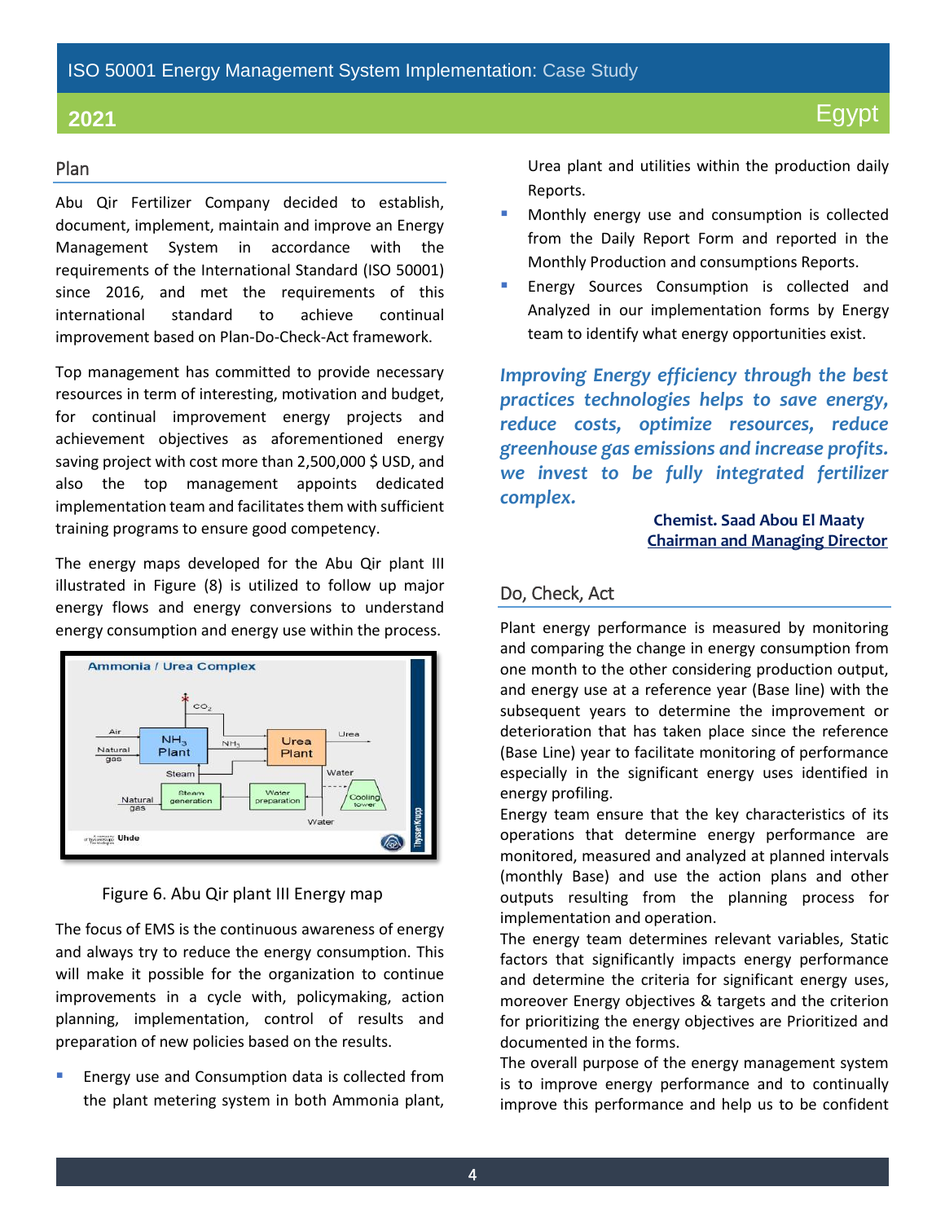## Plan

Abu Qir Fertilizer Company decided to establish, document, implement, maintain and improve an Energy Management System in accordance with the requirements of the International Standard (ISO 50001) since 2016, and met the requirements of this international standard to achieve continual improvement based on Plan-Do-Check-Act framework.

Top management has committed to provide necessary resources in term of interesting, motivation and budget, for continual improvement energy projects and achievement objectives as aforementioned energy saving project with cost more than 2,500,000 $ USD, and also the top management appoints dedicated implementation team and facilitates them with sufficient training programs to ensure good competency.

The energy maps developed for the Abu Qir plant III illustrated in Figure (8) is utilized to follow up major energy flows and energy conversions to understand energy consumption and energy use within the process.

Figure 6. Abu Qir plant III Energy map

The focus of EMS is the continuous awareness of energy and always try to reduce the energy consumption. This will make it possible for the organization to continue improvements in a cycle with, policymaking, action planning, implementation, control of results and preparation of new policies based on the results.

- Energy use and Consumption data is collected from the plant metering system in both Ammonia plant, Urea plant and utilities within the production daily Reports.
- Monthly energy use and consumption is collected from the Daily Report Form and reported in the Monthly Production and consumptions Reports.
- Energy Sources Consumption is collected and Analyzed in our implementation forms by Energy team to identify what energy opportunities exist.

***Improving Energy efficiency through the best practices technologies helps to save energy, reduce costs, optimize resources, reduce greenhouse gas emissions and increase profits. we invest to be fully integrated fertilizer complex.***

**Chemist. Saad Abou El Maaty**
**Chairman and Managing Director**

## Do, Check, Act

Plant energy performance is measured by monitoring and comparing the change in energy consumption from one month to the other considering production output, and energy use at a reference year (Base line) with the subsequent years to determine the improvement or deterioration that has taken place since the reference (Base Line) year to facilitate monitoring of performance especially in the significant energy uses identified in energy profiling.

Energy team ensure that the key characteristics of its operations that determine energy performance are monitored, measured and analyzed at planned intervals (monthly Base) and use the action plans and other outputs resulting from the planning process for implementation and operation.

The energy team determines relevant variables, Static factors that significantly impacts energy performance and determine the criteria for significant energy uses, moreover Energy objectives & targets and the criterion for prioritizing the energy objectives are Prioritized and documented in the forms.

The overall purpose of the energy management system is to improve energy performance and to continually improve this performance and help us to be confident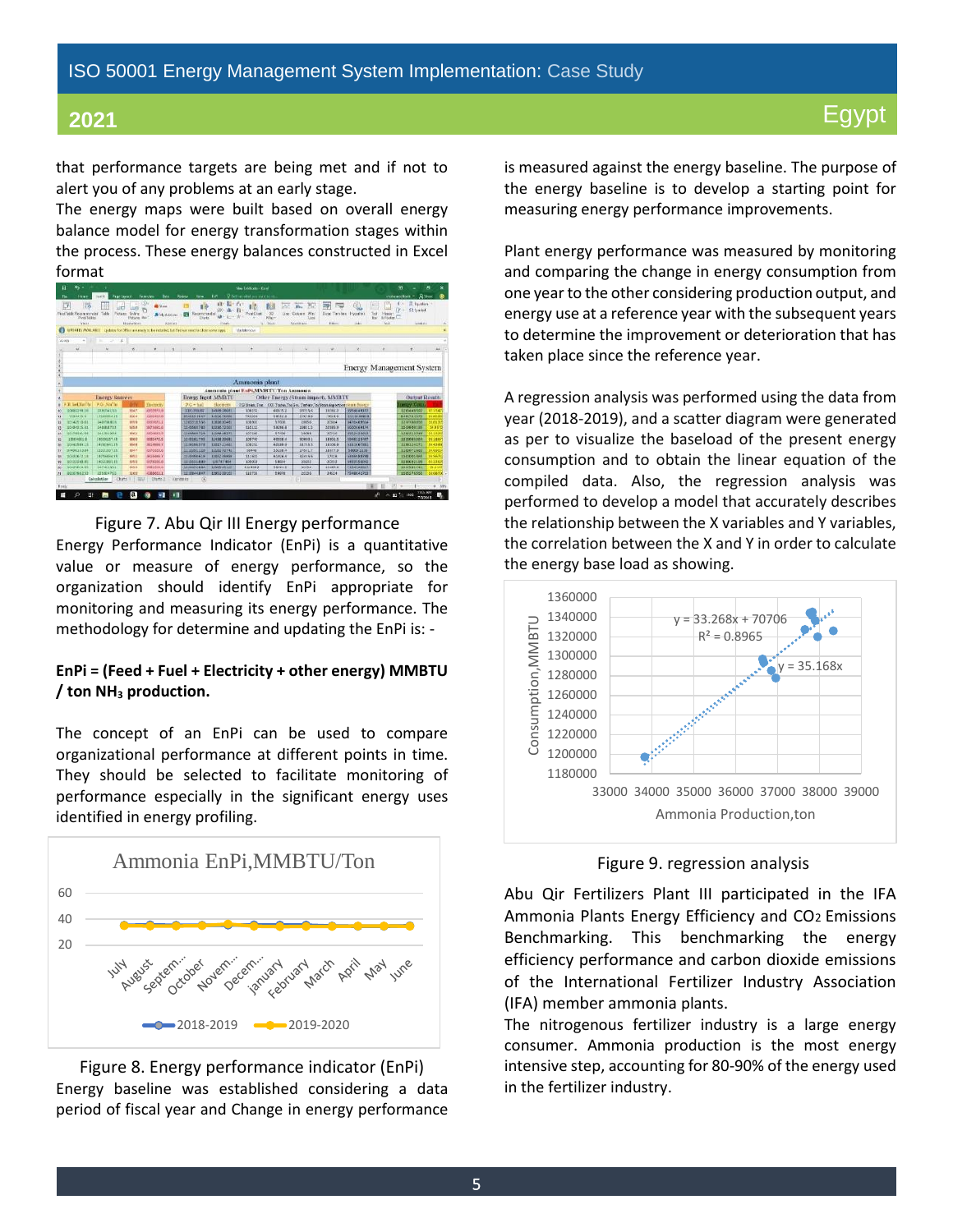that performance targets are being met and if not to alert you of any problems at an early stage.

The energy maps were built based on overall energy balance model for energy transformation stages within the process. These energy balances constructed in Excel format

Figure 7. Abu Qir III Energy performance

Energy Performance Indicator (EnPi) is a quantitative value or measure of energy performance, so the organization should identify EnPi appropriate for monitoring and measuring its energy performance. The methodology for determine and updating the EnPi is: -

**EnPi = (Feed + Fuel + Electricity + other energy) MMBTU / ton $NH_3$ production.**

The concept of an EnPi can be used to compare organizational performance at different points in time. They should be selected to facilitate monitoring of performance especially in the significant energy uses identified in energy profiling.

Figure 8. Energy performance indicator (EnPi)

Energy baseline was established considering a data period of fiscal year and Change in energy performance is measured against the energy baseline. The purpose of the energy baseline is to develop a starting point for measuring energy performance improvements.

Plant energy performance was measured by monitoring and comparing the change in energy consumption from one year to the other considering production output, and energy use at a reference year with the subsequent years to determine the improvement or deterioration that has taken place since the reference year.

A regression analysis was performed using the data from year (2018-2019), and a scatter diagram were generated as per to visualize the baseload of the present energy consumption and to obtain the linear equation of the compiled data. Also, the regression analysis was performed to develop a model that accurately describes the relationship between the X variables and Y variables, the correlation between the X and Y in order to calculate the energy base load as showing.

Figure 9. regression analysis

Abu Qir Fertilizers Plant III participated in the IFA Ammonia Plants Energy Efficiency and $CO_2$ Emissions Benchmarking. This benchmarking the energy efficiency performance and carbon dioxide emissions of the International Fertilizer Industry Association (IFA) member ammonia plants.

The nitrogenous fertilizer industry is a large energy consumer. Ammonia production is the most energy intensive step, accounting for 80-90% of the energy used in the fertilizer industry.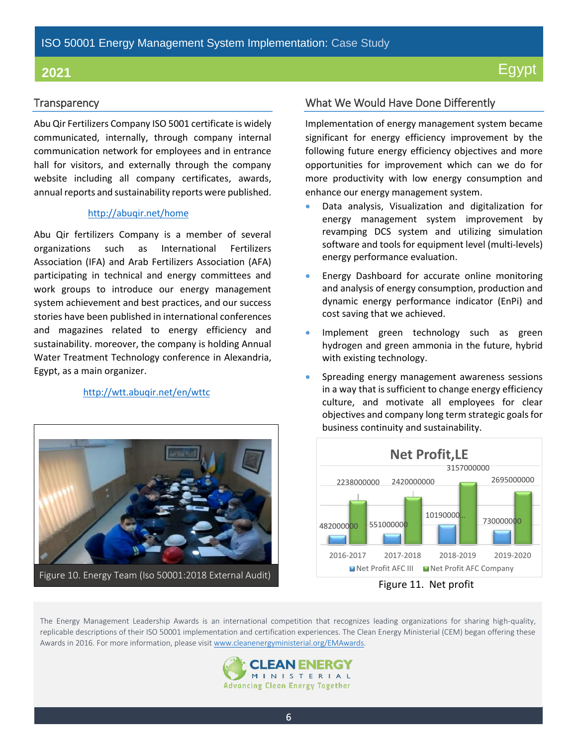## Transparency

Abu Qir Fertilizers Company ISO 5001 certificate is widely communicated, internally, through company internal communication network for employees and in entrance hall for visitors, and externally through the company website including all company certificates, awards, annual reports and sustainability reports were published.

http://abuqir.net/home

Abu Qir fertilizers Company is a member of several organizations such as International Fertilizers Association (IFA) and Arab Fertilizers Association (AFA) participating in technical and energy committees and work groups to introduce our energy management system achievement and best practices, and our success stories have been published in international conferences and magazines related to energy efficiency and sustainability. moreover, the company is holding Annual Water Treatment Technology conference in Alexandria, Egypt, as a main organizer.

http://wtt.abuqir.net/en/wttc

Figure 10. Energy Team (Iso 50001:2018 External Audit)

## What We Would Have Done Differently

Implementation of energy management system became significant for energy efficiency improvement by the following future energy efficiency objectives and more opportunities for improvement which can we do for more productivity with low energy consumption and enhance our energy management system.

- Data analysis, Visualization and digitalization for energy management system improvement by revamping DCS system and utilizing simulation software and tools for equipment level (multi-levels) energy performance evaluation.
- Energy Dashboard for accurate online monitoring and analysis of energy consumption, production and dynamic energy performance indicator (EnPi) and cost saving that we achieved.
- Implement green technology such as green hydrogen and green ammonia in the future, hybrid with existing technology.
- Spreading energy management awareness sessions in a way that is sufficient to change energy efficiency culture, and motivate all employees for clear objectives and company long term strategic goals for business continuity and sustainability.

Net Profit,LE

2016-2017: 482000000, 2238000000
2017-2018: 551000000, 2420000000
2018-2019: 10190000..., 3157000000
2019-2020: 730000000, 2695000000

Net Profit AFC III
Net Profit AFC Company

Figure 11. Net profit

The Energy Management Leadership Awards is an international competition that recognizes leading organizations for sharing high-quality, replicable descriptions of their ISO 50001 implementation and certification experiences. The Clean Energy Ministerial (CEM) began offering these Awards in 2016. For more information, please visit www.cleanenergyministerial.org/EMAwards.

CLEAN ENERGY MINISTERIAL
Advancing Clean Energy Together